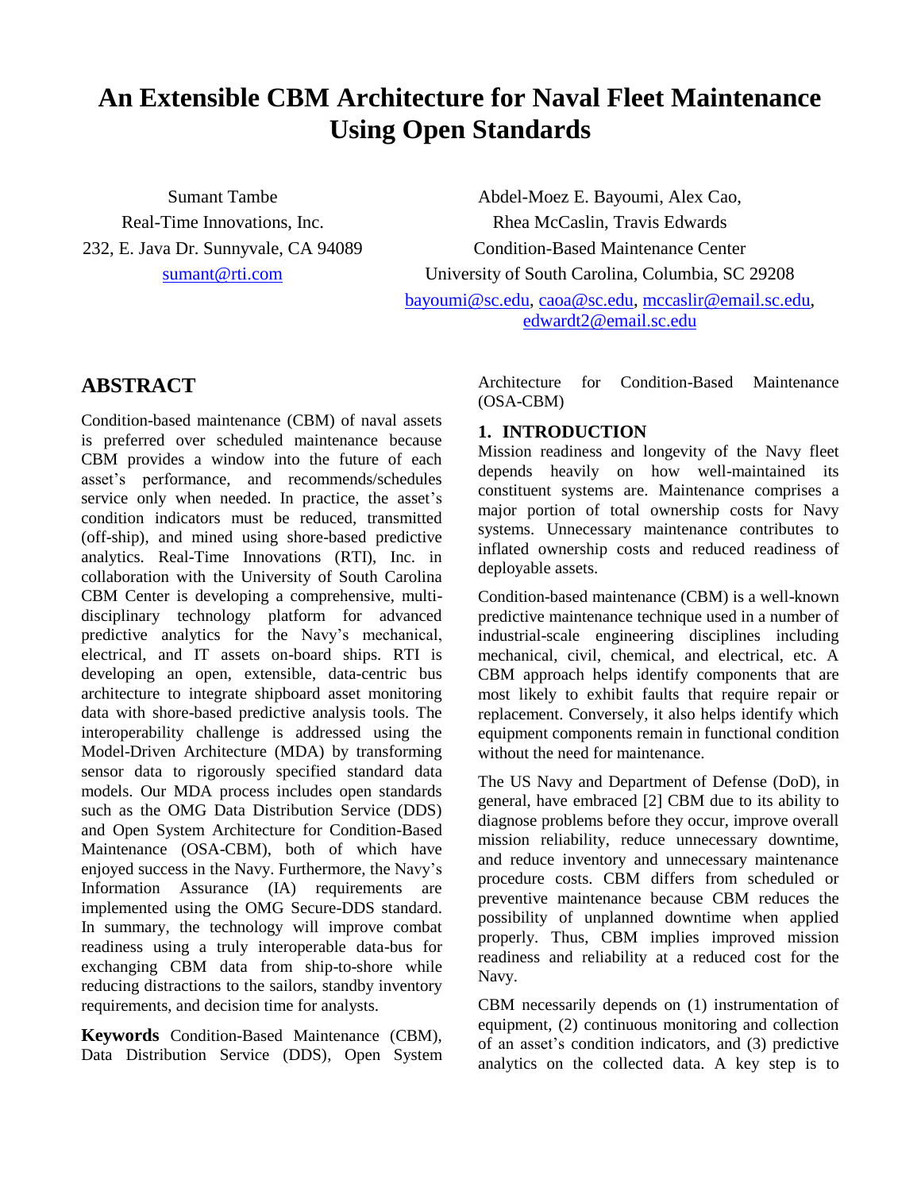# An Extensible CBM Architecture for Naval Fleet Maintenance Using Open Standards

Sumant Tambe
Real-Time Innovations, Inc.
232, E. Java Dr. Sunnyvale, CA 94089
sumant@rti.com

Abdel-Moez E. Bayoumi, Alex Cao, Rhea McCaslin, Travis Edwards
Condition-Based Maintenance Center
University of South Carolina, Columbia, SC 29208
bayoumi@sc.edu, caoa@sc.edu, mccaslir@email.sc.edu, edwardt2@email.sc.edu

## ABSTRACT

Condition-based maintenance (CBM) of naval assets is preferred over scheduled maintenance because CBM provides a window into the future of each asset's performance, and recommends/schedules service only when needed. In practice, the asset's condition indicators must be reduced, transmitted (off-ship), and mined using shore-based predictive analytics. Real-Time Innovations (RTI), Inc. in collaboration with the University of South Carolina CBM Center is developing a comprehensive, multi-disciplinary technology platform for advanced predictive analytics for the Navy's mechanical, electrical, and IT assets on-board ships. RTI is developing an open, extensible, data-centric bus architecture to integrate shipboard asset monitoring data with shore-based predictive analysis tools. The interoperability challenge is addressed using the Model-Driven Architecture (MDA) by transforming sensor data to rigorously specified standard data models. Our MDA process includes open standards such as the OMG Data Distribution Service (DDS) and Open System Architecture for Condition-Based Maintenance (OSA-CBM), both of which have enjoyed success in the Navy. Furthermore, the Navy's Information Assurance (IA) requirements are implemented using the OMG Secure-DDS standard. In summary, the technology will improve combat readiness using a truly interoperable data-bus for exchanging CBM data from ship-to-shore while reducing distractions to the sailors, standby inventory requirements, and decision time for analysts.

**Keywords** Condition-Based Maintenance (CBM), Data Distribution Service (DDS), Open System Architecture for Condition-Based Maintenance (OSA-CBM)

## 1. INTRODUCTION

Mission readiness and longevity of the Navy fleet depends heavily on how well-maintained its constituent systems are. Maintenance comprises a major portion of total ownership costs for Navy systems. Unnecessary maintenance contributes to inflated ownership costs and reduced readiness of deployable assets.

Condition-based maintenance (CBM) is a well-known predictive maintenance technique used in a number of industrial-scale engineering disciplines including mechanical, civil, chemical, and electrical, etc. A CBM approach helps identify components that are most likely to exhibit faults that require repair or replacement. Conversely, it also helps identify which equipment components remain in functional condition without the need for maintenance.

The US Navy and Department of Defense (DoD), in general, have embraced [2] CBM due to its ability to diagnose problems before they occur, improve overall mission reliability, reduce unnecessary downtime, and reduce inventory and unnecessary maintenance procedure costs. CBM differs from scheduled or preventive maintenance because CBM reduces the possibility of unplanned downtime when applied properly. Thus, CBM implies improved mission readiness and reliability at a reduced cost for the Navy.

CBM necessarily depends on (1) instrumentation of equipment, (2) continuous monitoring and collection of an asset's condition indicators, and (3) predictive analytics on the collected data. A key step is to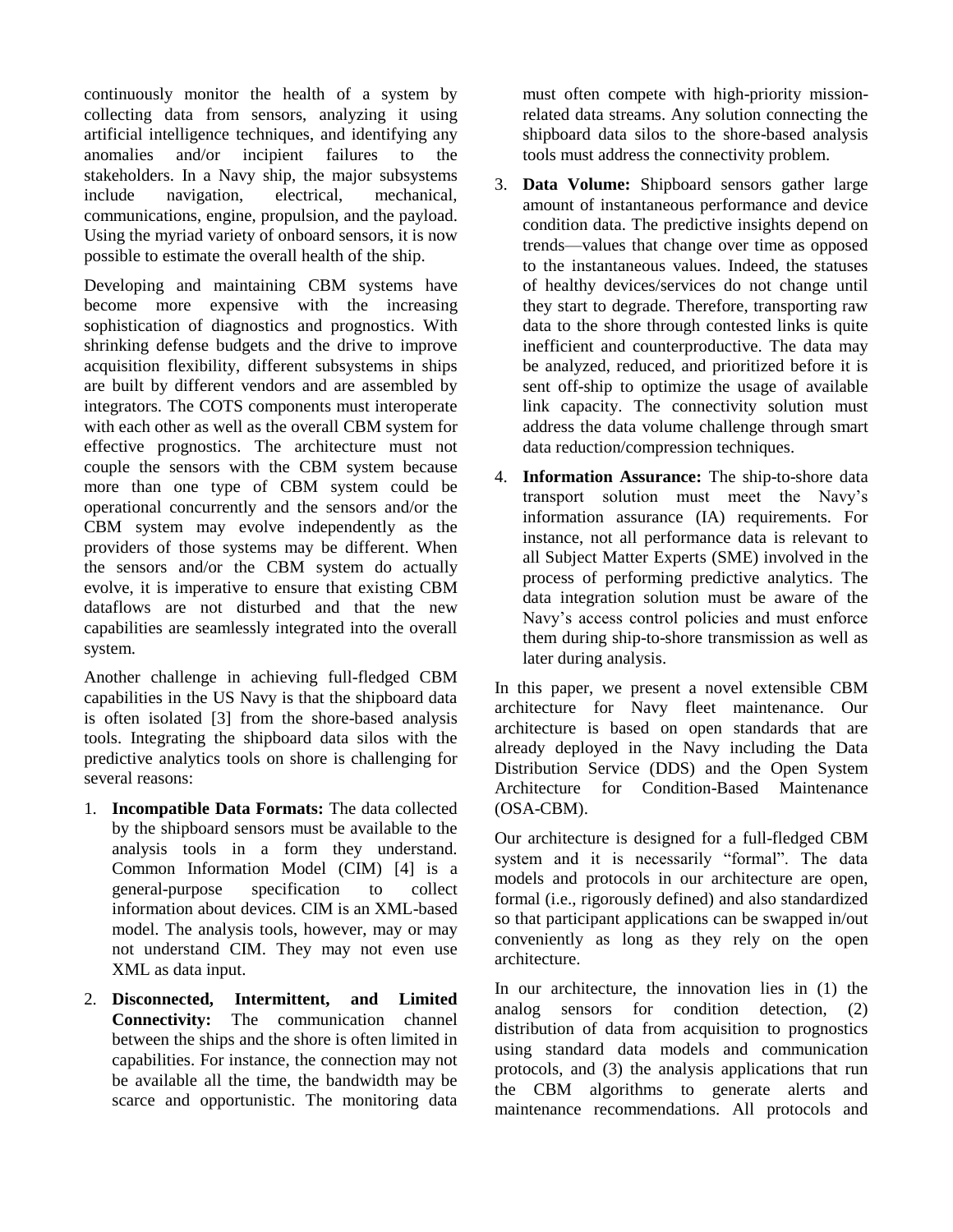continuously monitor the health of a system by collecting data from sensors, analyzing it using artificial intelligence techniques, and identifying any anomalies and/or incipient failures to the stakeholders. In a Navy ship, the major subsystems include navigation, electrical, mechanical, communications, engine, propulsion, and the payload. Using the myriad variety of onboard sensors, it is now possible to estimate the overall health of the ship.

Developing and maintaining CBM systems have become more expensive with the increasing sophistication of diagnostics and prognostics. With shrinking defense budgets and the drive to improve acquisition flexibility, different subsystems in ships are built by different vendors and are assembled by integrators. The COTS components must interoperate with each other as well as the overall CBM system for effective prognostics. The architecture must not couple the sensors with the CBM system because more than one type of CBM system could be operational concurrently and the sensors and/or the CBM system may evolve independently as the providers of those systems may be different. When the sensors and/or the CBM system do actually evolve, it is imperative to ensure that existing CBM dataflows are not disturbed and that the new capabilities are seamlessly integrated into the overall system.

Another challenge in achieving full-fledged CBM capabilities in the US Navy is that the shipboard data is often isolated [3] from the shore-based analysis tools. Integrating the shipboard data silos with the predictive analytics tools on shore is challenging for several reasons:

1. **Incompatible Data Formats:** The data collected by the shipboard sensors must be available to the analysis tools in a form they understand. Common Information Model (CIM) [4] is a general-purpose specification to collect information about devices. CIM is an XML-based model. The analysis tools, however, may or may not understand CIM. They may not even use XML as data input.
2. **Disconnected, Intermittent, and Limited Connectivity:** The communication channel between the ships and the shore is often limited in capabilities. For instance, the connection may not be available all the time, the bandwidth may be scarce and opportunistic. The monitoring data must often compete with high-priority mission-related data streams. Any solution connecting the shipboard data silos to the shore-based analysis tools must address the connectivity problem.
3. **Data Volume:** Shipboard sensors gather large amount of instantaneous performance and device condition data. The predictive insights depend on trends—values that change over time as opposed to the instantaneous values. Indeed, the statuses of healthy devices/services do not change until they start to degrade. Therefore, transporting raw data to the shore through contested links is quite inefficient and counterproductive. The data may be analyzed, reduced, and prioritized before it is sent off-ship to optimize the usage of available link capacity. The connectivity solution must address the data volume challenge through smart data reduction/compression techniques.
4. **Information Assurance:** The ship-to-shore data transport solution must meet the Navy's information assurance (IA) requirements. For instance, not all performance data is relevant to all Subject Matter Experts (SME) involved in the process of performing predictive analytics. The data integration solution must be aware of the Navy's access control policies and must enforce them during ship-to-shore transmission as well as later during analysis.

In this paper, we present a novel extensible CBM architecture for Navy fleet maintenance. Our architecture is based on open standards that are already deployed in the Navy including the Data Distribution Service (DDS) and the Open System Architecture for Condition-Based Maintenance (OSA-CBM).

Our architecture is designed for a full-fledged CBM system and it is necessarily "formal". The data models and protocols in our architecture are open, formal (i.e., rigorously defined) and also standardized so that participant applications can be swapped in/out conveniently as long as they rely on the open architecture.

In our architecture, the innovation lies in (1) the analog sensors for condition detection, (2) distribution of data from acquisition to prognostics using standard data models and communication protocols, and (3) the analysis applications that run the CBM algorithms to generate alerts and maintenance recommendations. All protocols and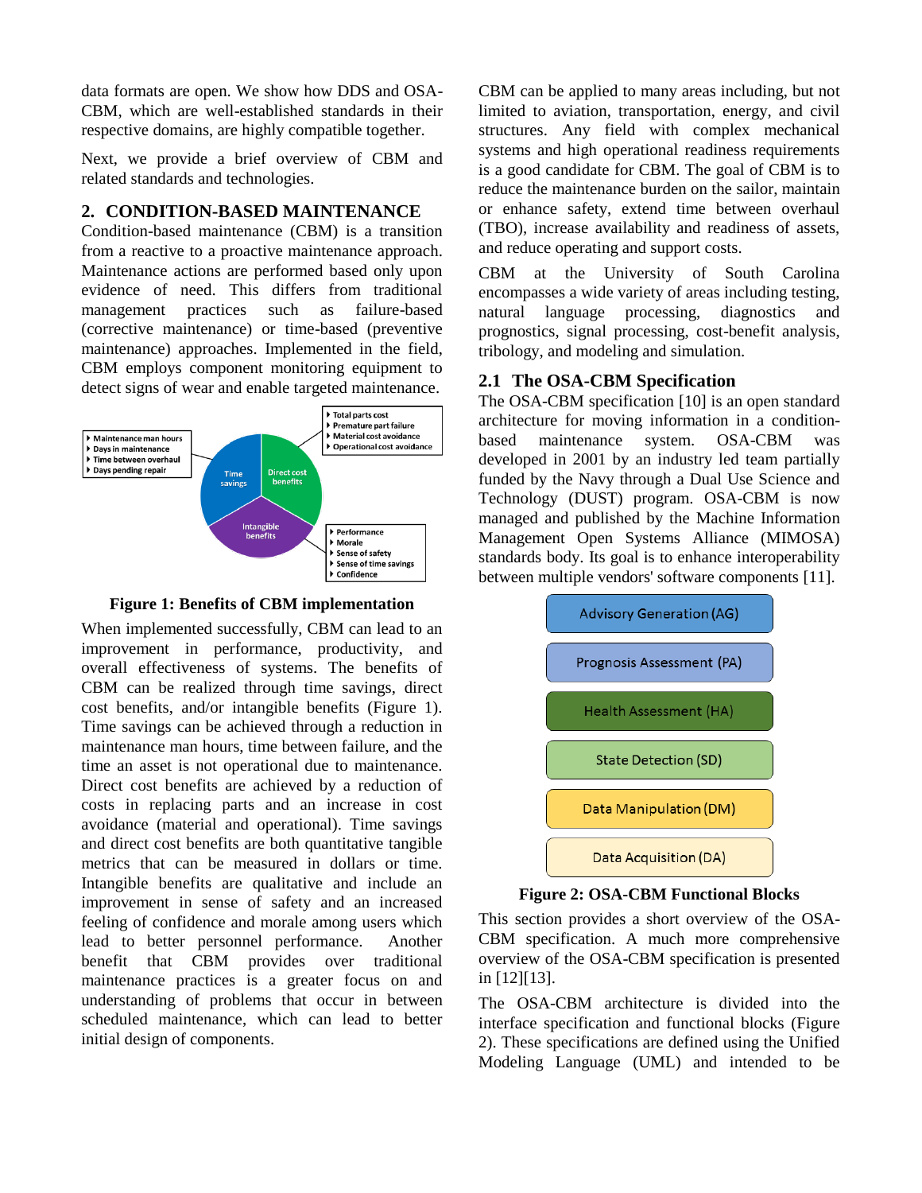data formats are open. We show how DDS and OSA-CBM, which are well-established standards in their respective domains, are highly compatible together.

Next, we provide a brief overview of CBM and related standards and technologies.

## 2. CONDITION-BASED MAINTENANCE

Condition-based maintenance (CBM) is a transition from a reactive to a proactive maintenance approach. Maintenance actions are performed based only upon evidence of need. This differs from traditional management practices such as failure-based (corrective maintenance) or time-based (preventive maintenance) approaches. Implemented in the field, CBM employs component monitoring equipment to detect signs of wear and enable targeted maintenance.

**Figure 1: Benefits of CBM implementation**

When implemented successfully, CBM can lead to an improvement in performance, productivity, and overall effectiveness of systems. The benefits of CBM can be realized through time savings, direct cost benefits, and/or intangible benefits (Figure 1). Time savings can be achieved through a reduction in maintenance man hours, time between failure, and the time an asset is not operational due to maintenance. Direct cost benefits are achieved by a reduction of costs in replacing parts and an increase in cost avoidance (material and operational). Time savings and direct cost benefits are both quantitative tangible metrics that can be measured in dollars or time. Intangible benefits are qualitative and include an improvement in sense of safety and an increased feeling of confidence and morale among users which lead to better personnel performance. Another benefit that CBM provides over traditional maintenance practices is a greater focus on and understanding of problems that occur in between scheduled maintenance, which can lead to better initial design of components.

CBM can be applied to many areas including, but not limited to aviation, transportation, energy, and civil structures. Any field with complex mechanical systems and high operational readiness requirements is a good candidate for CBM. The goal of CBM is to reduce the maintenance burden on the sailor, maintain or enhance safety, extend time between overhaul (TBO), increase availability and readiness of assets, and reduce operating and support costs.

CBM at the University of South Carolina encompasses a wide variety of areas including testing, natural language processing, diagnostics and prognostics, signal processing, cost-benefit analysis, tribology, and modeling and simulation.

### 2.1 The OSA-CBM Specification

The OSA-CBM specification [10] is an open standard architecture for moving information in a condition-based maintenance system. OSA-CBM was developed in 2001 by an industry led team partially funded by the Navy through a Dual Use Science and Technology (DUST) program. OSA-CBM is now managed and published by the Machine Information Management Open Systems Alliance (MIMOSA) standards body. Its goal is to enhance interoperability between multiple vendors' software components [11].

**Figure 2: OSA-CBM Functional Blocks**

This section provides a short overview of the OSA-CBM specification. A much more comprehensive overview of the OSA-CBM specification is presented in [12][13].

The OSA-CBM architecture is divided into the interface specification and functional blocks (Figure 2). These specifications are defined using the Unified Modeling Language (UML) and intended to be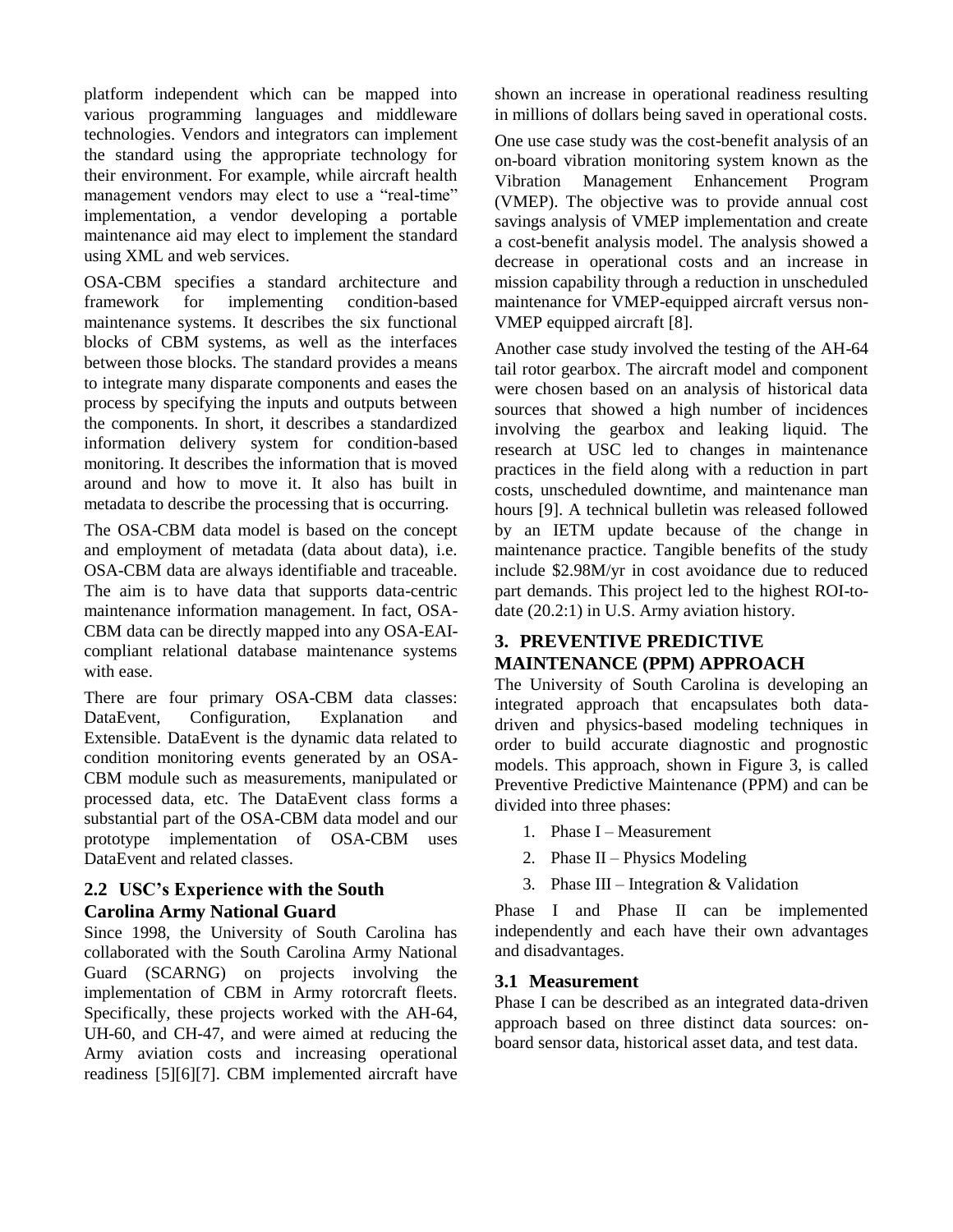platform independent which can be mapped into various programming languages and middleware technologies. Vendors and integrators can implement the standard using the appropriate technology for their environment. For example, while aircraft health management vendors may elect to use a "real-time" implementation, a vendor developing a portable maintenance aid may elect to implement the standard using XML and web services.

OSA-CBM specifies a standard architecture and framework for implementing condition-based maintenance systems. It describes the six functional blocks of CBM systems, as well as the interfaces between those blocks. The standard provides a means to integrate many disparate components and eases the process by specifying the inputs and outputs between the components. In short, it describes a standardized information delivery system for condition-based monitoring. It describes the information that is moved around and how to move it. It also has built in metadata to describe the processing that is occurring.

The OSA-CBM data model is based on the concept and employment of metadata (data about data), i.e. OSA-CBM data are always identifiable and traceable. The aim is to have data that supports data-centric maintenance information management. In fact, OSA-CBM data can be directly mapped into any OSA-EAI-compliant relational database maintenance systems with ease.

There are four primary OSA-CBM data classes: DataEvent, Configuration, Explanation and Extensible. DataEvent is the dynamic data related to condition monitoring events generated by an OSA-CBM module such as measurements, manipulated or processed data, etc. The DataEvent class forms a substantial part of the OSA-CBM data model and our prototype implementation of OSA-CBM uses DataEvent and related classes.

### 2.2 USC's Experience with the South Carolina Army National Guard

Since 1998, the University of South Carolina has collaborated with the South Carolina Army National Guard (SCARNG) on projects involving the implementation of CBM in Army rotorcraft fleets. Specifically, these projects worked with the AH-64, UH-60, and CH-47, and were aimed at reducing the Army aviation costs and increasing operational readiness [5][6][7]. CBM implemented aircraft have shown an increase in operational readiness resulting in millions of dollars being saved in operational costs.

One use case study was the cost-benefit analysis of an on-board vibration monitoring system known as the Vibration Management Enhancement Program (VMEP). The objective was to provide annual cost savings analysis of VMEP implementation and create a cost-benefit analysis model. The analysis showed a decrease in operational costs and an increase in mission capability through a reduction in unscheduled maintenance for VMEP-equipped aircraft versus non-VMEP equipped aircraft [8].

Another case study involved the testing of the AH-64 tail rotor gearbox. The aircraft model and component were chosen based on an analysis of historical data sources that showed a high number of incidences involving the gearbox and leaking liquid. The research at USC led to changes in maintenance practices in the field along with a reduction in part costs, unscheduled downtime, and maintenance man hours [9]. A technical bulletin was released followed by an IETM update because of the change in maintenance practice. Tangible benefits of the study include $2.98M/yr in cost avoidance due to reduced part demands. This project led to the highest ROI-to-date (20.2:1) in U.S. Army aviation history.

## 3. PREVENTIVE PREDICTIVE MAINTENANCE (PPM) APPROACH

The University of South Carolina is developing an integrated approach that encapsulates both data-driven and physics-based modeling techniques in order to build accurate diagnostic and prognostic models. This approach, shown in Figure 3, is called Preventive Predictive Maintenance (PPM) and can be divided into three phases:

1. Phase I – Measurement
2. Phase II – Physics Modeling
3. Phase III – Integration & Validation

Phase I and Phase II can be implemented independently and each have their own advantages and disadvantages.

### 3.1 Measurement

Phase I can be described as an integrated data-driven approach based on three distinct data sources: on-board sensor data, historical asset data, and test data.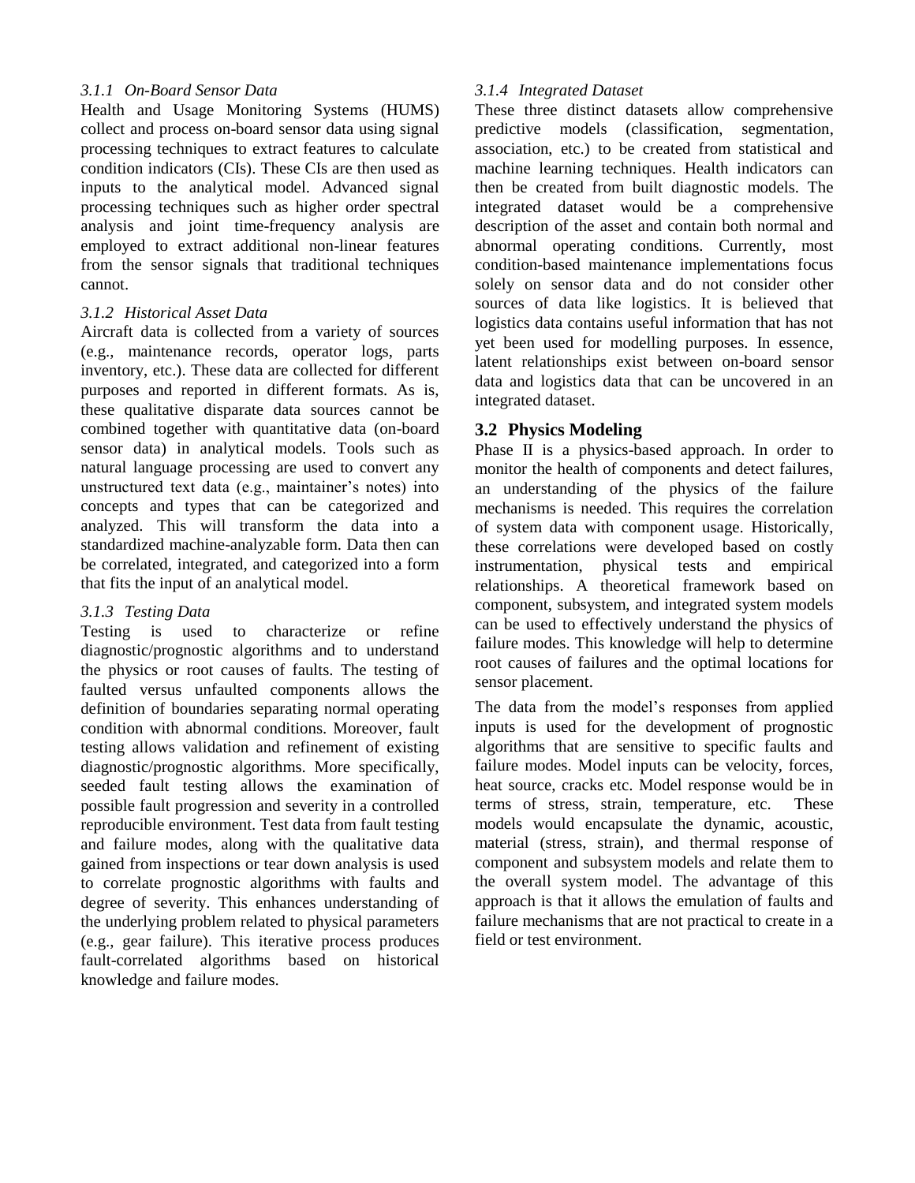#### 3.1.1 On-Board Sensor Data

Health and Usage Monitoring Systems (HUMS) collect and process on-board sensor data using signal processing techniques to extract features to calculate condition indicators (CIs). These CIs are then used as inputs to the analytical model. Advanced signal processing techniques such as higher order spectral analysis and joint time-frequency analysis are employed to extract additional non-linear features from the sensor signals that traditional techniques cannot.

#### 3.1.2 Historical Asset Data

Aircraft data is collected from a variety of sources (e.g., maintenance records, operator logs, parts inventory, etc.). These data are collected for different purposes and reported in different formats. As is, these qualitative disparate data sources cannot be combined together with quantitative data (on-board sensor data) in analytical models. Tools such as natural language processing are used to convert any unstructured text data (e.g., maintainer's notes) into concepts and types that can be categorized and analyzed. This will transform the data into a standardized machine-analyzable form. Data then can be correlated, integrated, and categorized into a form that fits the input of an analytical model.

#### 3.1.3 Testing Data

Testing is used to characterize or refine diagnostic/prognostic algorithms and to understand the physics or root causes of faults. The testing of faulted versus unfaulted components allows the definition of boundaries separating normal operating condition with abnormal conditions. Moreover, fault testing allows validation and refinement of existing diagnostic/prognostic algorithms. More specifically, seeded fault testing allows the examination of possible fault progression and severity in a controlled reproducible environment. Test data from fault testing and failure modes, along with the qualitative data gained from inspections or tear down analysis is used to correlate prognostic algorithms with faults and degree of severity. This enhances understanding of the underlying problem related to physical parameters (e.g., gear failure). This iterative process produces fault-correlated algorithms based on historical knowledge and failure modes.

#### 3.1.4 Integrated Dataset

These three distinct datasets allow comprehensive predictive models (classification, segmentation, association, etc.) to be created from statistical and machine learning techniques. Health indicators can then be created from built diagnostic models. The integrated dataset would be a comprehensive description of the asset and contain both normal and abnormal operating conditions. Currently, most condition-based maintenance implementations focus solely on sensor data and do not consider other sources of data like logistics. It is believed that logistics data contains useful information that has not yet been used for modelling purposes. In essence, latent relationships exist between on-board sensor data and logistics data that can be uncovered in an integrated dataset.

### 3.2 Physics Modeling

Phase II is a physics-based approach. In order to monitor the health of components and detect failures, an understanding of the physics of the failure mechanisms is needed. This requires the correlation of system data with component usage. Historically, these correlations were developed based on costly instrumentation, physical tests and empirical relationships. A theoretical framework based on component, subsystem, and integrated system models can be used to effectively understand the physics of failure modes. This knowledge will help to determine root causes of failures and the optimal locations for sensor placement.

The data from the model's responses from applied inputs is used for the development of prognostic algorithms that are sensitive to specific faults and failure modes. Model inputs can be velocity, forces, heat source, cracks etc. Model response would be in terms of stress, strain, temperature, etc. These models would encapsulate the dynamic, acoustic, material (stress, strain), and thermal response of component and subsystem models and relate them to the overall system model. The advantage of this approach is that it allows the emulation of faults and failure mechanisms that are not practical to create in a field or test environment.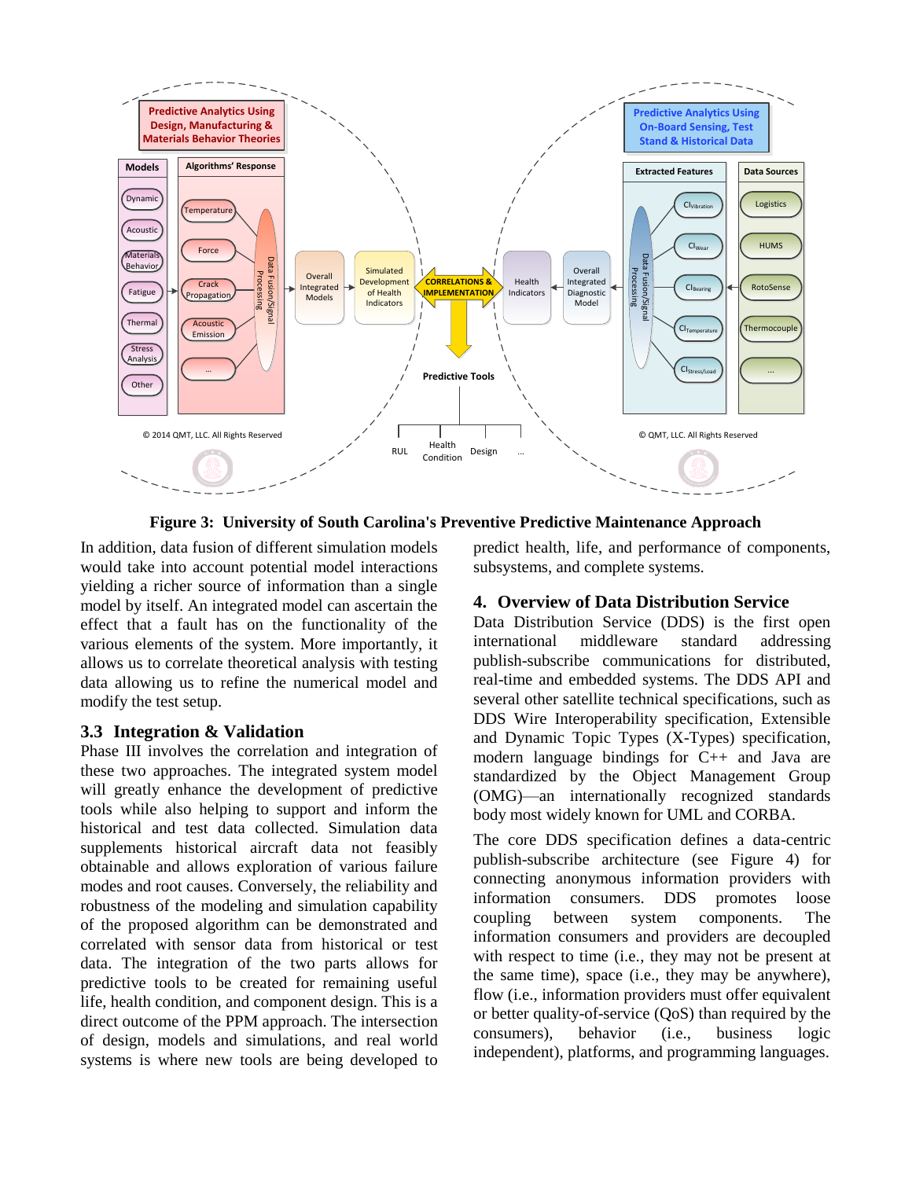**Figure 3: University of South Carolina's Preventive Predictive Maintenance Approach**

In addition, data fusion of different simulation models would take into account potential model interactions yielding a richer source of information than a single model by itself. An integrated model can ascertain the effect that a fault has on the functionality of the various elements of the system. More importantly, it allows us to correlate theoretical analysis with testing data allowing us to refine the numerical model and modify the test setup.

### 3.3 Integration & Validation

Phase III involves the correlation and integration of these two approaches. The integrated system model will greatly enhance the development of predictive tools while also helping to support and inform the historical and test data collected. Simulation data supplements historical aircraft data not feasibly obtainable and allows exploration of various failure modes and root causes. Conversely, the reliability and robustness of the modeling and simulation capability of the proposed algorithm can be demonstrated and correlated with sensor data from historical or test data. The integration of the two parts allows for predictive tools to be created for remaining useful life, health condition, and component design. This is a direct outcome of the PPM approach. The intersection of design, models and simulations, and real world systems is where new tools are being developed to predict health, life, and performance of components, subsystems, and complete systems.

## 4. Overview of Data Distribution Service

Data Distribution Service (DDS) is the first open international middleware standard addressing publish-subscribe communications for distributed, real-time and embedded systems. The DDS API and several other satellite technical specifications, such as DDS Wire Interoperability specification, Extensible and Dynamic Topic Types (X-Types) specification, modern language bindings for C++ and Java are standardized by the Object Management Group (OMG)—an internationally recognized standards body most widely known for UML and CORBA.

The core DDS specification defines a data-centric publish-subscribe architecture (see Figure 4) for connecting anonymous information providers with information consumers. DDS promotes loose coupling between system components. The information consumers and providers are decoupled with respect to time (i.e., they may not be present at the same time), space (i.e., they may be anywhere), flow (i.e., information providers must offer equivalent or better quality-of-service (QoS) than required by the consumers), behavior (i.e., business logic independent), platforms, and programming languages.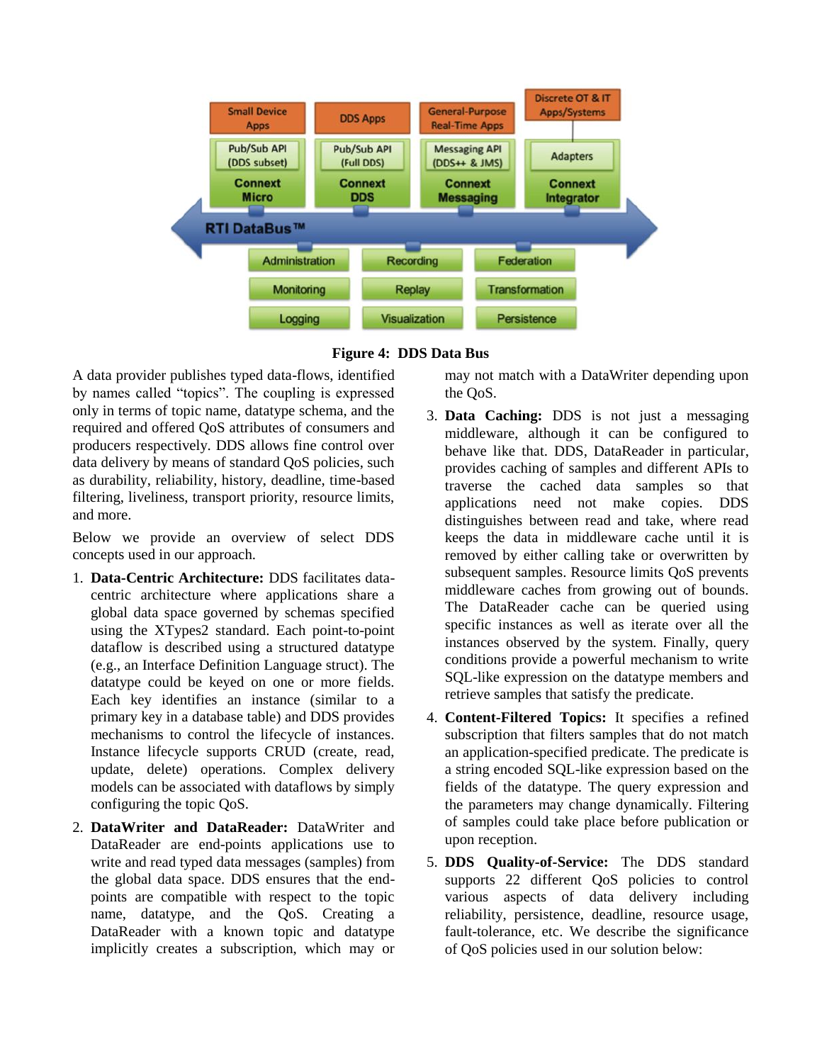**Figure 4: DDS Data Bus**

A data provider publishes typed data-flows, identified by names called "topics". The coupling is expressed only in terms of topic name, datatype schema, and the required and offered QoS attributes of consumers and producers respectively. DDS allows fine control over data delivery by means of standard QoS policies, such as durability, reliability, history, deadline, time-based filtering, liveliness, transport priority, resource limits, and more.

Below we provide an overview of select DDS concepts used in our approach.

1. **Data-Centric Architecture:** DDS facilitates data-centric architecture where applications share a global data space governed by schemas specified using the XTypes2 standard. Each point-to-point dataflow is described using a structured datatype (e.g., an Interface Definition Language struct). The datatype could be keyed on one or more fields. Each key identifies an instance (similar to a primary key in a database table) and DDS provides mechanisms to control the lifecycle of instances. Instance lifecycle supports CRUD (create, read, update, delete) operations. Complex delivery models can be associated with dataflows by simply configuring the topic QoS.

2. **DataWriter and DataReader:** DataWriter and DataReader are end-points applications use to write and read typed data messages (samples) from the global data space. DDS ensures that the end-points are compatible with respect to the topic name, datatype, and the QoS. Creating a DataReader with a known topic and datatype implicitly creates a subscription, which may or may not match with a DataWriter depending upon the QoS.

3. **Data Caching:** DDS is not just a messaging middleware, although it can be configured to behave like that. DDS, DataReader in particular, provides caching of samples and different APIs to traverse the cached data samples so that applications need not make copies. DDS distinguishes between read and take, where read keeps the data in middleware cache until it is removed by either calling take or overwritten by subsequent samples. Resource limits QoS prevents middleware caches from growing out of bounds. The DataReader cache can be queried using specific instances as well as iterate over all the instances observed by the system. Finally, query conditions provide a powerful mechanism to write SQL-like expression on the datatype members and retrieve samples that satisfy the predicate.

4. **Content-Filtered Topics:** It specifies a refined subscription that filters samples that do not match an application-specified predicate. The predicate is a string encoded SQL-like expression based on the fields of the datatype. The query expression and the parameters may change dynamically. Filtering of samples could take place before publication or upon reception.

5. **DDS Quality-of-Service:** The DDS standard supports 22 different QoS policies to control various aspects of data delivery including reliability, persistence, deadline, resource usage, fault-tolerance, etc. We describe the significance of QoS policies used in our solution below: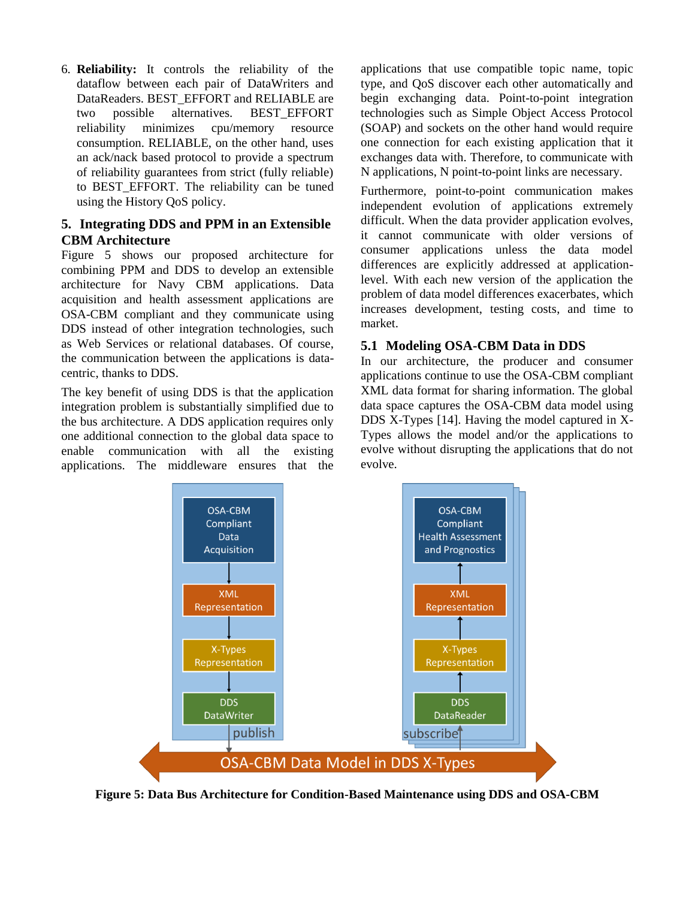6. **Reliability:** It controls the reliability of the dataflow between each pair of DataWriters and DataReaders. BEST_EFFORT and RELIABLE are two possible alternatives. BEST_EFFORT reliability minimizes cpu/memory resource consumption. RELIABLE, on the other hand, uses an ack/nack based protocol to provide a spectrum of reliability guarantees from strict (fully reliable) to BEST_EFFORT. The reliability can be tuned using the History QoS policy.

## 5. Integrating DDS and PPM in an Extensible CBM Architecture

Figure 5 shows our proposed architecture for combining PPM and DDS to develop an extensible architecture for Navy CBM applications. Data acquisition and health assessment applications are OSA-CBM compliant and they communicate using DDS instead of other integration technologies, such as Web Services or relational databases. Of course, the communication between the applications is data-centric, thanks to DDS.

The key benefit of using DDS is that the application integration problem is substantially simplified due to the bus architecture. A DDS application requires only one additional connection to the global data space to enable communication with all the existing applications. The middleware ensures that the applications that use compatible topic name, topic type, and QoS discover each other automatically and begin exchanging data. Point-to-point integration technologies such as Simple Object Access Protocol (SOAP) and sockets on the other hand would require one connection for each existing application that it exchanges data with. Therefore, to communicate with N applications, N point-to-point links are necessary.

Furthermore, point-to-point communication makes independent evolution of applications extremely difficult. When the data provider application evolves, it cannot communicate with older versions of consumer applications unless the data model differences are explicitly addressed at application-level. With each new version of the application the problem of data model differences exacerbates, which increases development, testing costs, and time to market.

### 5.1 Modeling OSA-CBM Data in DDS

In our architecture, the producer and consumer applications continue to use the OSA-CBM compliant XML data format for sharing information. The global data space captures the OSA-CBM data model using DDS X-Types [14]. Having the model captured in X-Types allows the model and/or the applications to evolve without disrupting the applications that do not evolve.

**Figure 5: Data Bus Architecture for Condition-Based Maintenance using DDS and OSA-CBM**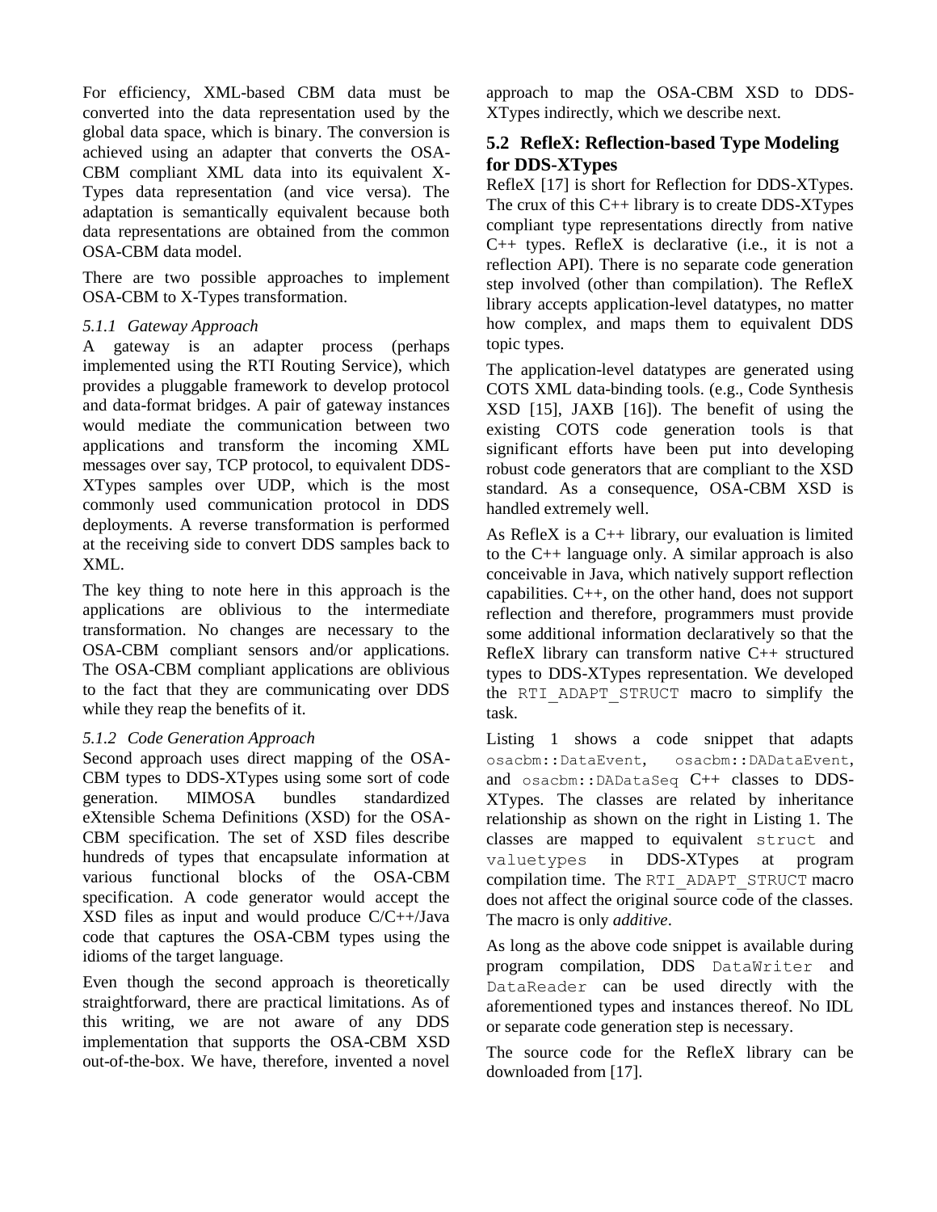For efficiency, XML-based CBM data must be converted into the data representation used by the global data space, which is binary. The conversion is achieved using an adapter that converts the OSA-CBM compliant XML data into its equivalent X-Types data representation (and vice versa). The adaptation is semantically equivalent because both data representations are obtained from the common OSA-CBM data model.

There are two possible approaches to implement OSA-CBM to X-Types transformation.

#### *5.1.1 Gateway Approach*

A gateway is an adapter process (perhaps implemented using the RTI Routing Service), which provides a pluggable framework to develop protocol and data-format bridges. A pair of gateway instances would mediate the communication between two applications and transform the incoming XML messages over say, TCP protocol, to equivalent DDS-XTypes samples over UDP, which is the most commonly used communication protocol in DDS deployments. A reverse transformation is performed at the receiving side to convert DDS samples back to XML.

The key thing to note here in this approach is the applications are oblivious to the intermediate transformation. No changes are necessary to the OSA-CBM compliant sensors and/or applications. The OSA-CBM compliant applications are oblivious to the fact that they are communicating over DDS while they reap the benefits of it.

#### *5.1.2 Code Generation Approach*

Second approach uses direct mapping of the OSA-CBM types to DDS-XTypes using some sort of code generation. MIMOSA bundles standardized eXtensible Schema Definitions (XSD) for the OSA-CBM specification. The set of XSD files describe hundreds of types that encapsulate information at various functional blocks of the OSA-CBM specification. A code generator would accept the XSD files as input and would produce C/C++/Java code that captures the OSA-CBM types using the idioms of the target language.

Even though the second approach is theoretically straightforward, there are practical limitations. As of this writing, we are not aware of any DDS implementation that supports the OSA-CBM XSD out-of-the-box. We have, therefore, invented a novel approach to map the OSA-CBM XSD to DDS-XTypes indirectly, which we describe next.

### 5.2 RefleX: Reflection-based Type Modeling for DDS-XTypes

RefleX [17] is short for Reflection for DDS-XTypes. The crux of this C++ library is to create DDS-XTypes compliant type representations directly from native C++ types. RefleX is declarative (i.e., it is not a reflection API). There is no separate code generation step involved (other than compilation). The RefleX library accepts application-level datatypes, no matter how complex, and maps them to equivalent DDS topic types.

The application-level datatypes are generated using COTS XML data-binding tools. (e.g., Code Synthesis XSD [15], JAXB [16]). The benefit of using the existing COTS code generation tools is that significant efforts have been put into developing robust code generators that are compliant to the XSD standard. As a consequence, OSA-CBM XSD is handled extremely well.

As RefleX is a C++ library, our evaluation is limited to the C++ language only. A similar approach is also conceivable in Java, which natively support reflection capabilities. C++, on the other hand, does not support reflection and therefore, programmers must provide some additional information declaratively so that the RefleX library can transform native C++ structured types to DDS-XTypes representation. We developed the `RTI_ADAPT_STRUCT` macro to simplify the task.

Listing 1 shows a code snippet that adapts `osacbm::DataEvent`, `osacbm::DADataEvent`, and `osacbm::DADataSeq` C++ classes to DDS-XTypes. The classes are related by inheritance relationship as shown on the right in Listing 1. The classes are mapped to equivalent `struct` and `valuetypes` in DDS-XTypes at program compilation time. The `RTI_ADAPT_STRUCT` macro does not affect the original source code of the classes. The macro is only *additive*.

As long as the above code snippet is available during program compilation, DDS `DataWriter` and `DataReader` can be used directly with the aforementioned types and instances thereof. No IDL or separate code generation step is necessary.

The source code for the RefleX library can be downloaded from [17].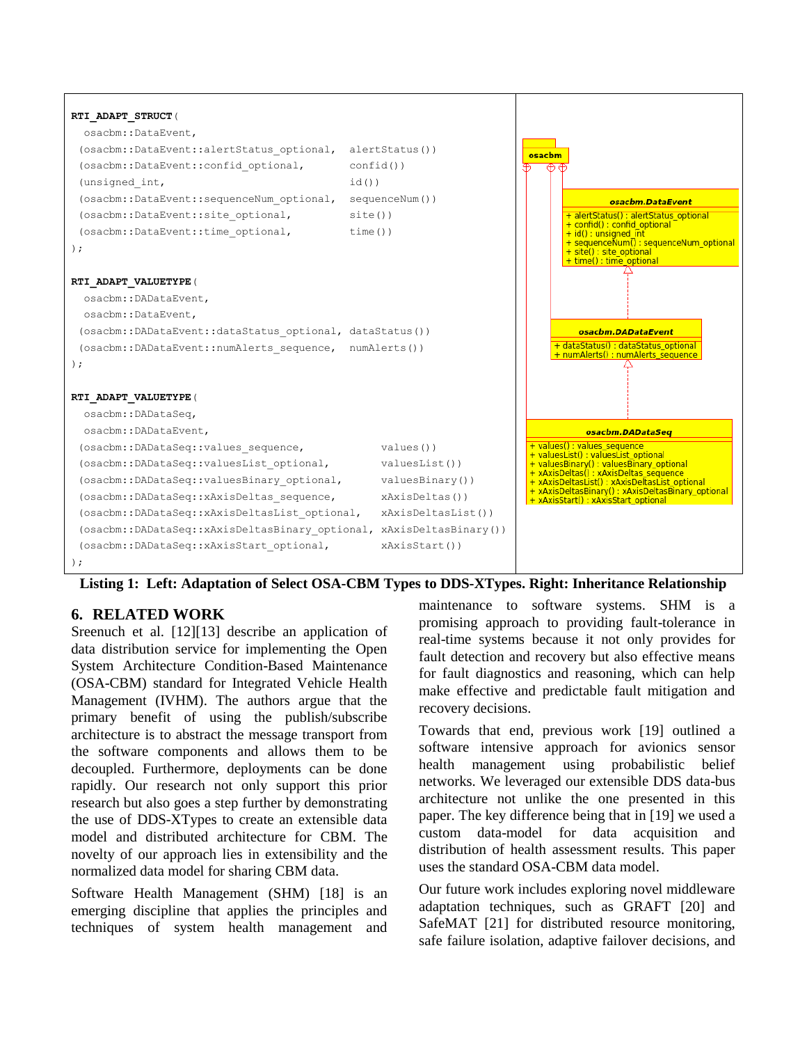```
RTI_ADAPT_STRUCT(
  osacbm::DataEvent,
 (osacbm::DataEvent::alertStatus_optional,  alertStatus())
 (osacbm::DataEvent::confid_optional,       confid())
 (unsigned_int,                             id())
 (osacbm::DataEvent::sequenceNum_optional,  sequenceNum())
 (osacbm::DataEvent::site_optional,         site())
 (osacbm::DataEvent::time_optional,         time())
);

RTI_ADAPT_VALUETYPE(
  osacbm::DADataEvent,
  osacbm::DataEvent,
 (osacbm::DADataEvent::dataStatus_optional, dataStatus())
 (osacbm::DADataEvent::numAlerts_sequence,  numAlerts())
);

RTI_ADAPT_VALUETYPE(
  osacbm::DADataSeq,
  osacbm::DADataEvent,
 (osacbm::DADataSeq::values_sequence,              values())
 (osacbm::DADataSeq::valuesList_optional,          valuesList())
 (osacbm::DADataSeq::valuesBinary_optional,        valuesBinary())
 (osacbm::DADataSeq::xAxisDeltas_sequence,         xAxisDeltas())
 (osacbm::DADataSeq::xAxisDeltasList_optional,     xAxisDeltasList())
 (osacbm::DADataSeq::xAxisDeltasBinary_optional, xAxisDeltasBinary())
 (osacbm::DADataSeq::xAxisStart_optional,          xAxisStart())
);
```

```
osacbm

osacbm.DataEvent
+ alertStatus() : alertStatus_optional
+ confid() : confid_optional
+ id() : unsigned_int
+ sequenceNum() : sequenceNum_optional
+ site() : site_optional
+ time() : time_optional

osacbm.DADataEvent
+ dataStatus() : dataStatus_optional
+ numAlerts() : numAlerts_sequence

osacbm.DADataSeq
+ values() : values_sequence
+ valuesList() : valuesList_optional
+ valuesBinary() : valuesBinary_optional
+ xAxisDeltas() : xAxisDeltas_sequence
+ xAxisDeltasList() : xAxisDeltasList_optional
+ xAxisDeltasBinary() : xAxisDeltasBinary_optional
+ xAxisStart() : xAxisStart_optional
```

**Listing 1: Left: Adaptation of Select OSA-CBM Types to DDS-XTypes. Right: Inheritance Relationship**

## 6. RELATED WORK

Sreenuch et al. [12][13] describe an application of data distribution service for implementing the Open System Architecture Condition-Based Maintenance (OSA-CBM) standard for Integrated Vehicle Health Management (IVHM). The authors argue that the primary benefit of using the publish/subscribe architecture is to abstract the message transport from the software components and allows them to be decoupled. Furthermore, deployments can be done rapidly. Our research not only support this prior research but also goes a step further by demonstrating the use of DDS-XTypes to create an extensible data model and distributed architecture for CBM. The novelty of our approach lies in extensibility and the normalized data model for sharing CBM data.

Software Health Management (SHM) [18] is an emerging discipline that applies the principles and techniques of system health management and maintenance to software systems. SHM is a promising approach to providing fault-tolerance in real-time systems because it not only provides for fault detection and recovery but also effective means for fault diagnostics and reasoning, which can help make effective and predictable fault mitigation and recovery decisions.

Towards that end, previous work [19] outlined a software intensive approach for avionics sensor health management using probabilistic belief networks. We leveraged our extensible DDS data-bus architecture not unlike the one presented in this paper. The key difference being that in [19] we used a custom data-model for data acquisition and distribution of health assessment results. This paper uses the standard OSA-CBM data model.

Our future work includes exploring novel middleware adaptation techniques, such as GRAFT [20] and SafeMAT [21] for distributed resource monitoring, safe failure isolation, adaptive failover decisions, and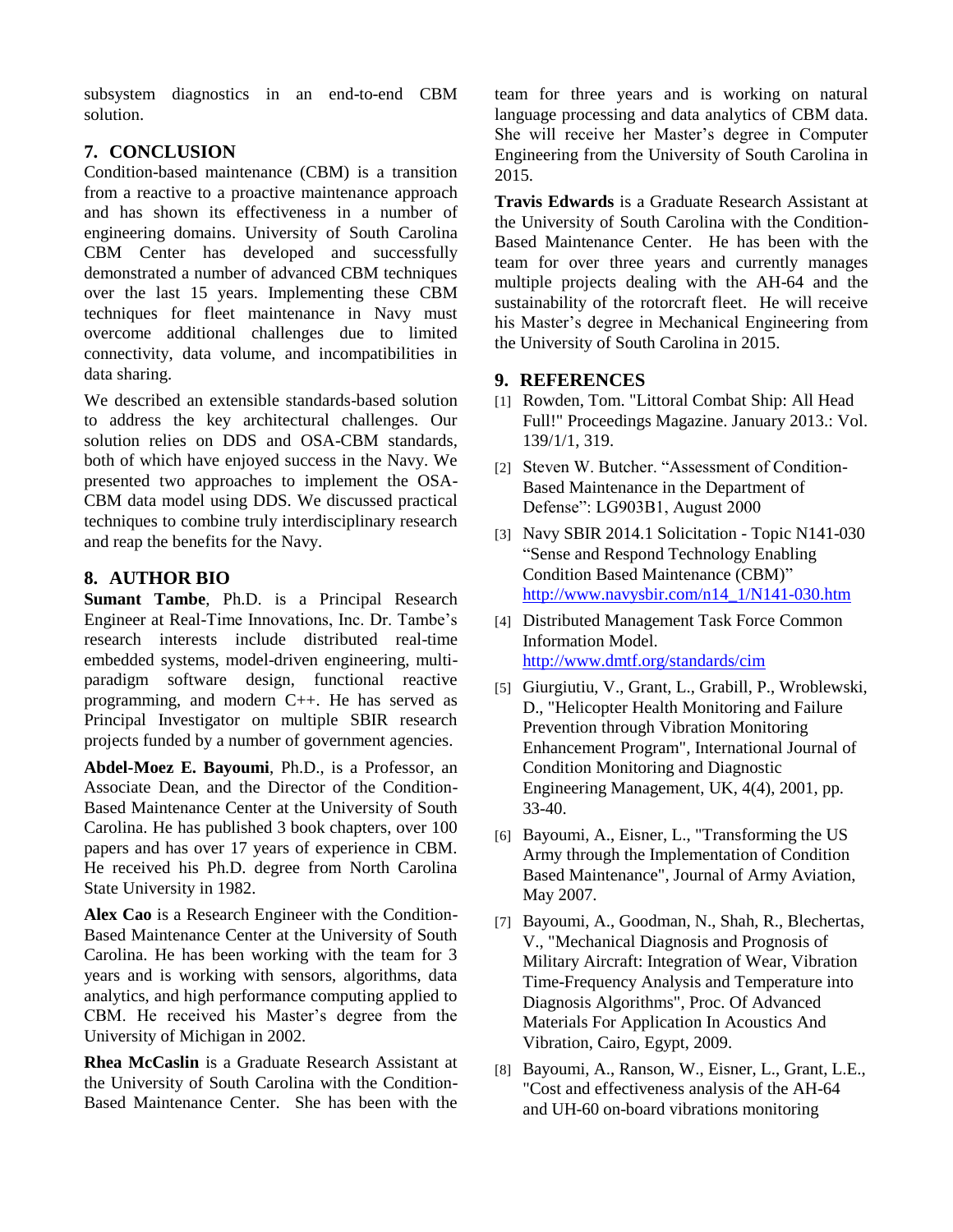subsystem diagnostics in an end-to-end CBM solution.

## 7. CONCLUSION

Condition-based maintenance (CBM) is a transition from a reactive to a proactive maintenance approach and has shown its effectiveness in a number of engineering domains. University of South Carolina CBM Center has developed and successfully demonstrated a number of advanced CBM techniques over the last 15 years. Implementing these CBM techniques for fleet maintenance in Navy must overcome additional challenges due to limited connectivity, data volume, and incompatibilities in data sharing.

We described an extensible standards-based solution to address the key architectural challenges. Our solution relies on DDS and OSA-CBM standards, both of which have enjoyed success in the Navy. We presented two approaches to implement the OSA-CBM data model using DDS. We discussed practical techniques to combine truly interdisciplinary research and reap the benefits for the Navy.

## 8. AUTHOR BIO

**Sumant Tambe**, Ph.D. is a Principal Research Engineer at Real-Time Innovations, Inc. Dr. Tambe's research interests include distributed real-time embedded systems, model-driven engineering, multi-paradigm software design, functional reactive programming, and modern C++. He has served as Principal Investigator on multiple SBIR research projects funded by a number of government agencies.

**Abdel-Moez E. Bayoumi**, Ph.D., is a Professor, an Associate Dean, and the Director of the Condition-Based Maintenance Center at the University of South Carolina. He has published 3 book chapters, over 100 papers and has over 17 years of experience in CBM. He received his Ph.D. degree from North Carolina State University in 1982.

**Alex Cao** is a Research Engineer with the Condition-Based Maintenance Center at the University of South Carolina. He has been working with the team for 3 years and is working with sensors, algorithms, data analytics, and high performance computing applied to CBM. He received his Master's degree from the University of Michigan in 2002.

**Rhea McCaslin** is a Graduate Research Assistant at the University of South Carolina with the Condition-Based Maintenance Center. She has been with the team for three years and is working on natural language processing and data analytics of CBM data. She will receive her Master's degree in Computer Engineering from the University of South Carolina in 2015.

**Travis Edwards** is a Graduate Research Assistant at the University of South Carolina with the Condition-Based Maintenance Center. He has been with the team for over three years and currently manages multiple projects dealing with the AH-64 and the sustainability of the rotorcraft fleet. He will receive his Master's degree in Mechanical Engineering from the University of South Carolina in 2015.

## 9. REFERENCES

[1] Rowden, Tom. "Littoral Combat Ship: All Head Full!" Proceedings Magazine. January 2013.: Vol. 139/1/1, 319.

[2] Steven W. Butcher. "Assessment of Condition-Based Maintenance in the Department of Defense": LG903B1, August 2000

[3] Navy SBIR 2014.1 Solicitation - Topic N141-030 "Sense and Respond Technology Enabling Condition Based Maintenance (CBM)" http://www.navysbir.com/n14_1/N141-030.htm

[4] Distributed Management Task Force Common Information Model. http://www.dmtf.org/standards/cim

[5] Giurgiutiu, V., Grant, L., Grabill, P., Wroblewski, D., "Helicopter Health Monitoring and Failure Prevention through Vibration Monitoring Enhancement Program", International Journal of Condition Monitoring and Diagnostic Engineering Management, UK, 4(4), 2001, pp. 33-40.

[6] Bayoumi, A., Eisner, L., "Transforming the US Army through the Implementation of Condition Based Maintenance", Journal of Army Aviation, May 2007.

[7] Bayoumi, A., Goodman, N., Shah, R., Blechertas, V., "Mechanical Diagnosis and Prognosis of Military Aircraft: Integration of Wear, Vibration Time-Frequency Analysis and Temperature into Diagnosis Algorithms", Proc. Of Advanced Materials For Application In Acoustics And Vibration, Cairo, Egypt, 2009.

[8] Bayoumi, A., Ranson, W., Eisner, L., Grant, L.E., "Cost and effectiveness analysis of the AH-64 and UH-60 on-board vibrations monitoring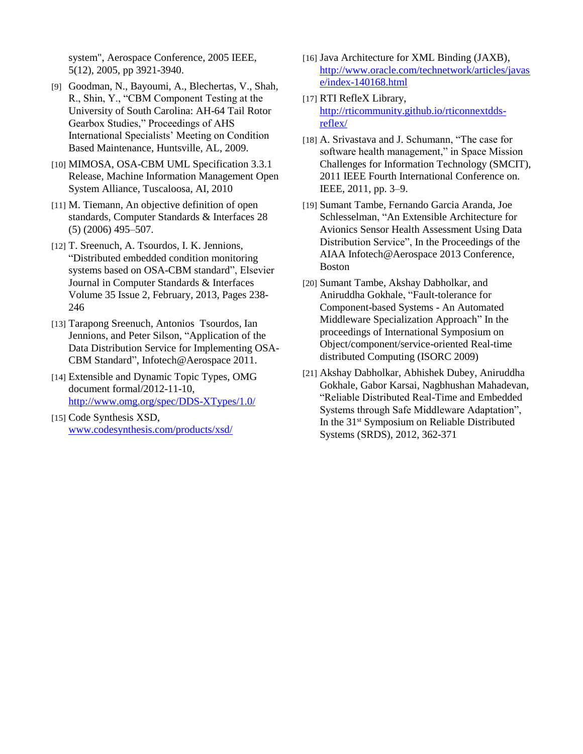system", Aerospace Conference, 2005 IEEE, 5(12), 2005, pp 3921-3940.

[9] Goodman, N., Bayoumi, A., Blechertas, V., Shah, R., Shin, Y., "CBM Component Testing at the University of South Carolina: AH-64 Tail Rotor Gearbox Studies," Proceedings of AHS International Specialists' Meeting on Condition Based Maintenance, Huntsville, AL, 2009.

[10] MIMOSA, OSA-CBM UML Specification 3.3.1 Release, Machine Information Management Open System Alliance, Tuscaloosa, AI, 2010

[11] M. Tiemann, An objective definition of open standards, Computer Standards & Interfaces 28 (5) (2006) 495–507.

[12] T. Sreenuch, A. Tsourdos, I. K. Jennions, "Distributed embedded condition monitoring systems based on OSA-CBM standard", Elsevier Journal in Computer Standards & Interfaces Volume 35 Issue 2, February, 2013, Pages 238-246

[13] Tarapong Sreenuch, Antonios Tsourdos, Ian Jennions, and Peter Silson, "Application of the Data Distribution Service for Implementing OSA-CBM Standard", Infotech@Aerospace 2011.

[14] Extensible and Dynamic Topic Types, OMG document formal/2012-11-10, http://www.omg.org/spec/DDS-XTypes/1.0/

[15] Code Synthesis XSD, www.codesynthesis.com/products/xsd/

[16] Java Architecture for XML Binding (JAXB), http://www.oracle.com/technetwork/articles/javase/index-140168.html

[17] RTI RefleX Library, http://rticommunity.github.io/rticonnextdds-reflex/

[18] A. Srivastava and J. Schumann, "The case for software health management," in Space Mission Challenges for Information Technology (SMCIT), 2011 IEEE Fourth International Conference on. IEEE, 2011, pp. 3–9.

[19] Sumant Tambe, Fernando Garcia Aranda, Joe Schlesselman, "An Extensible Architecture for Avionics Sensor Health Assessment Using Data Distribution Service", In the Proceedings of the AIAA Infotech@Aerospace 2013 Conference, Boston

[20] Sumant Tambe, Akshay Dabholkar, and Aniruddha Gokhale, "Fault-tolerance for Component-based Systems - An Automated Middleware Specialization Approach" In the proceedings of International Symposium on Object/component/service-oriented Real-time distributed Computing (ISORC 2009)

[21] Akshay Dabholkar, Abhishek Dubey, Aniruddha Gokhale, Gabor Karsai, Nagbhushan Mahadevan, "Reliable Distributed Real-Time and Embedded Systems through Safe Middleware Adaptation", In the 31st Symposium on Reliable Distributed Systems (SRDS), 2012, 362-371